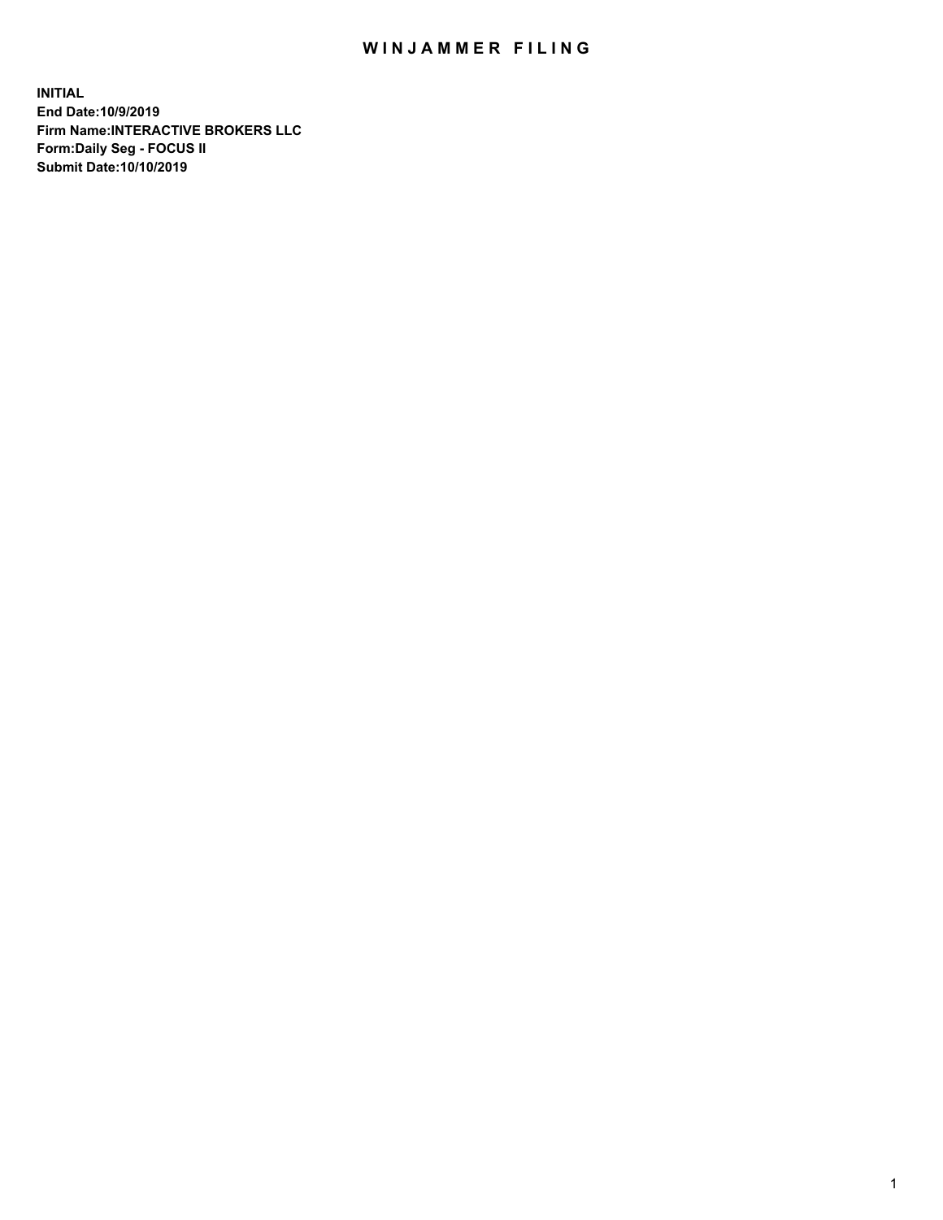# WINJAMMER FILING

**INITIAL**
**End Date:10/9/2019**
**Firm Name:INTERACTIVE BROKERS LLC**
**Form:Daily Seg - FOCUS II**
**Submit Date:10/10/2019**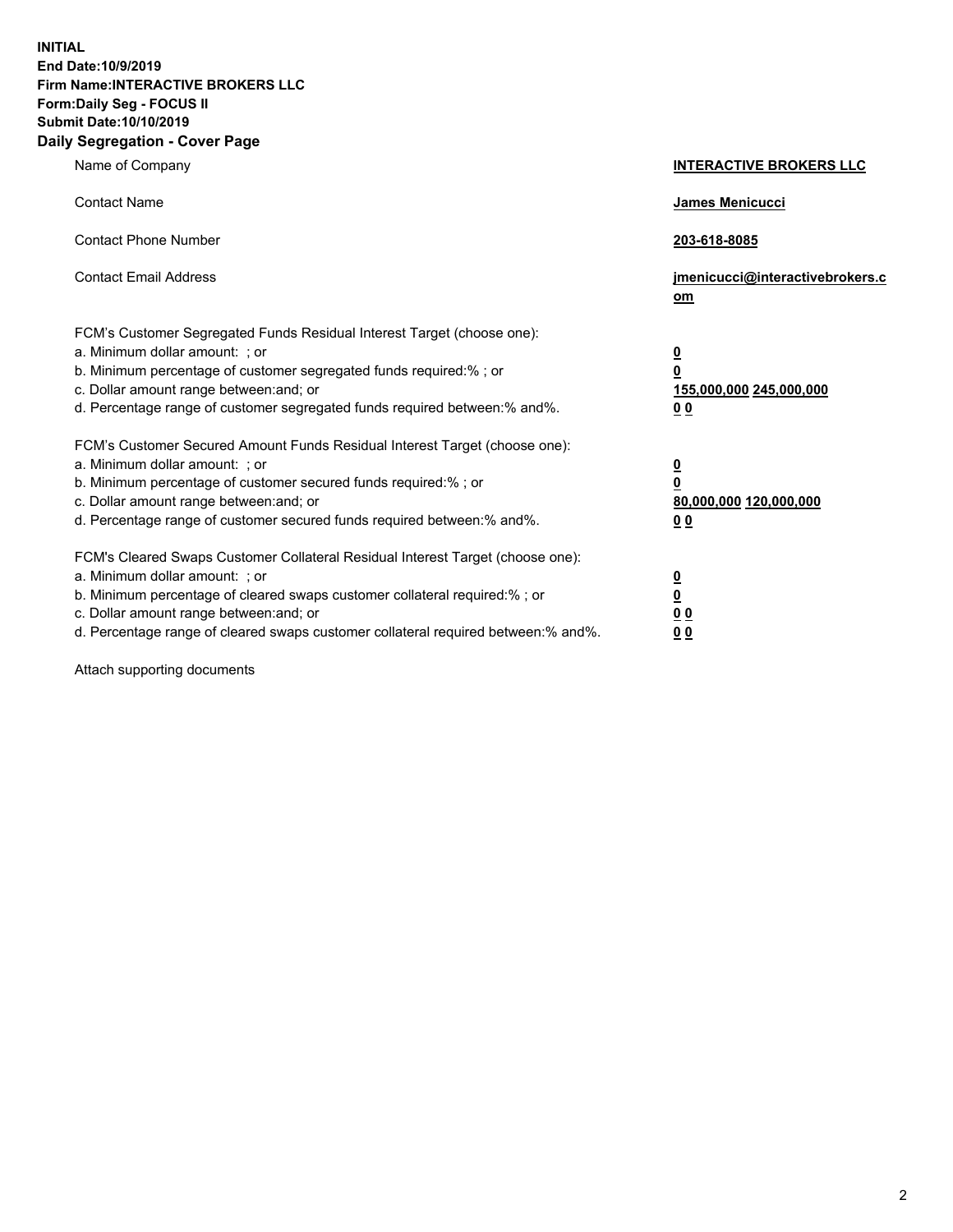**INITIAL**
**End Date:10/9/2019**
**Firm Name:INTERACTIVE BROKERS LLC**
**Form:Daily Seg - FOCUS II**
**Submit Date:10/10/2019**
**Daily Segregation - Cover Page**

| | |
|---|---|
| Name of Company | **INTERACTIVE BROKERS LLC** |
| Contact Name | **James Menicucci** |
| Contact Phone Number | **203-618-8085** |
| Contact Email Address | **jmenicucci@interactivebrokers.com** |
| FCM's Customer Segregated Funds Residual Interest Target (choose one): | |
| a. Minimum dollar amount: ; or | **0** |
| b. Minimum percentage of customer segregated funds required:% ; or | **0** |
| c. Dollar amount range between:and; or | **155,000,000 245,000,000** |
| d. Percentage range of customer segregated funds required between:% and%. | **0 0** |
| FCM's Customer Secured Amount Funds Residual Interest Target (choose one): | |
| a. Minimum dollar amount: ; or | **0** |
| b. Minimum percentage of customer secured funds required:% ; or | **0** |
| c. Dollar amount range between:and; or | **80,000,000 120,000,000** |
| d. Percentage range of customer secured funds required between:% and%. | **0 0** |
| FCM's Cleared Swaps Customer Collateral Residual Interest Target (choose one): | |
| a. Minimum dollar amount: ; or | **0** |
| b. Minimum percentage of cleared swaps customer collateral required:% ; or | **0** |
| c. Dollar amount range between:and; or | **0 0** |
| d. Percentage range of cleared swaps customer collateral required between:% and%. | **0 0** |

Attach supporting documents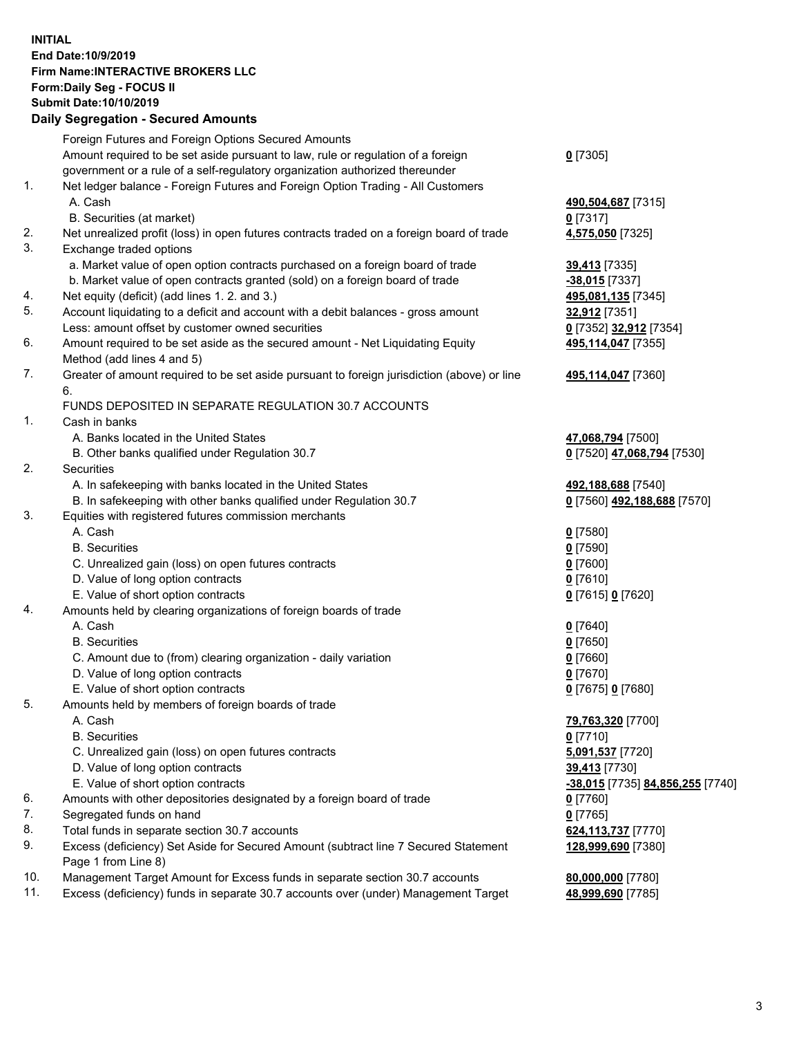**INITIAL**
**End Date:10/9/2019**
**Firm Name:INTERACTIVE BROKERS LLC**
**Form:Daily Seg - FOCUS II**
**Submit Date:10/10/2019**
**Daily Segregation - Secured Amounts**

| | | |
|---|---|---|
| | Foreign Futures and Foreign Options Secured Amounts | |
| | Amount required to be set aside pursuant to law, rule or regulation of a foreign government or a rule of a self-regulatory organization authorized thereunder | **0** [7305] |
| 1. | Net ledger balance - Foreign Futures and Foreign Option Trading - All Customers | |
| | A. Cash | **490,504,687** [7315] |
| | B. Securities (at market) | **0** [7317] |
| 2. | Net unrealized profit (loss) in open futures contracts traded on a foreign board of trade | **4,575,050** [7325] |
| 3. | Exchange traded options | |
| | a. Market value of open option contracts purchased on a foreign board of trade | **39,413** [7335] |
| | b. Market value of open contracts granted (sold) on a foreign board of trade | **-38,015** [7337] |
| 4. | Net equity (deficit) (add lines 1. 2. and 3.) | **495,081,135** [7345] |
| 5. | Account liquidating to a deficit and account with a debit balances - gross amount | **32,912** [7351] |
| | Less: amount offset by customer owned securities | **0** [7352] **32,912** [7354] |
| 6. | Amount required to be set aside as the secured amount - Net Liquidating Equity Method (add lines 4 and 5) | **495,114,047** [7355] |
| 7. | Greater of amount required to be set aside pursuant to foreign jurisdiction (above) or line 6. | **495,114,047** [7360] |
| | FUNDS DEPOSITED IN SEPARATE REGULATION 30.7 ACCOUNTS | |
| 1. | Cash in banks | |
| | A. Banks located in the United States | **47,068,794** [7500] |
| | B. Other banks qualified under Regulation 30.7 | **0** [7520] **47,068,794** [7530] |
| 2. | Securities | |
| | A. In safekeeping with banks located in the United States | **492,188,688** [7540] |
| | B. In safekeeping with other banks qualified under Regulation 30.7 | **0** [7560] **492,188,688** [7570] |
| 3. | Equities with registered futures commission merchants | |
| | A. Cash | **0** [7580] |
| | B. Securities | **0** [7590] |
| | C. Unrealized gain (loss) on open futures contracts | **0** [7600] |
| | D. Value of long option contracts | **0** [7610] |
| | E. Value of short option contracts | **0** [7615] **0** [7620] |
| 4. | Amounts held by clearing organizations of foreign boards of trade | |
| | A. Cash | **0** [7640] |
| | B. Securities | **0** [7650] |
| | C. Amount due to (from) clearing organization - daily variation | **0** [7660] |
| | D. Value of long option contracts | **0** [7670] |
| | E. Value of short option contracts | **0** [7675] **0** [7680] |
| 5. | Amounts held by members of foreign boards of trade | |
| | A. Cash | **79,763,320** [7700] |
| | B. Securities | **0** [7710] |
| | C. Unrealized gain (loss) on open futures contracts | **5,091,537** [7720] |
| | D. Value of long option contracts | **39,413** [7730] |
| | E. Value of short option contracts | **-38,015** [7735] **84,856,255** [7740] |
| 6. | Amounts with other depositories designated by a foreign board of trade | **0** [7760] |
| 7. | Segregated funds on hand | **0** [7765] |
| 8. | Total funds in separate section 30.7 accounts | **624,113,737** [7770] |
| 9. | Excess (deficiency) Set Aside for Secured Amount (subtract line 7 Secured Statement Page 1 from Line 8) | **128,999,690** [7380] |
| 10. | Management Target Amount for Excess funds in separate section 30.7 accounts | **80,000,000** [7780] |
| 11. | Excess (deficiency) funds in separate 30.7 accounts over (under) Management Target | **48,999,690** [7785] |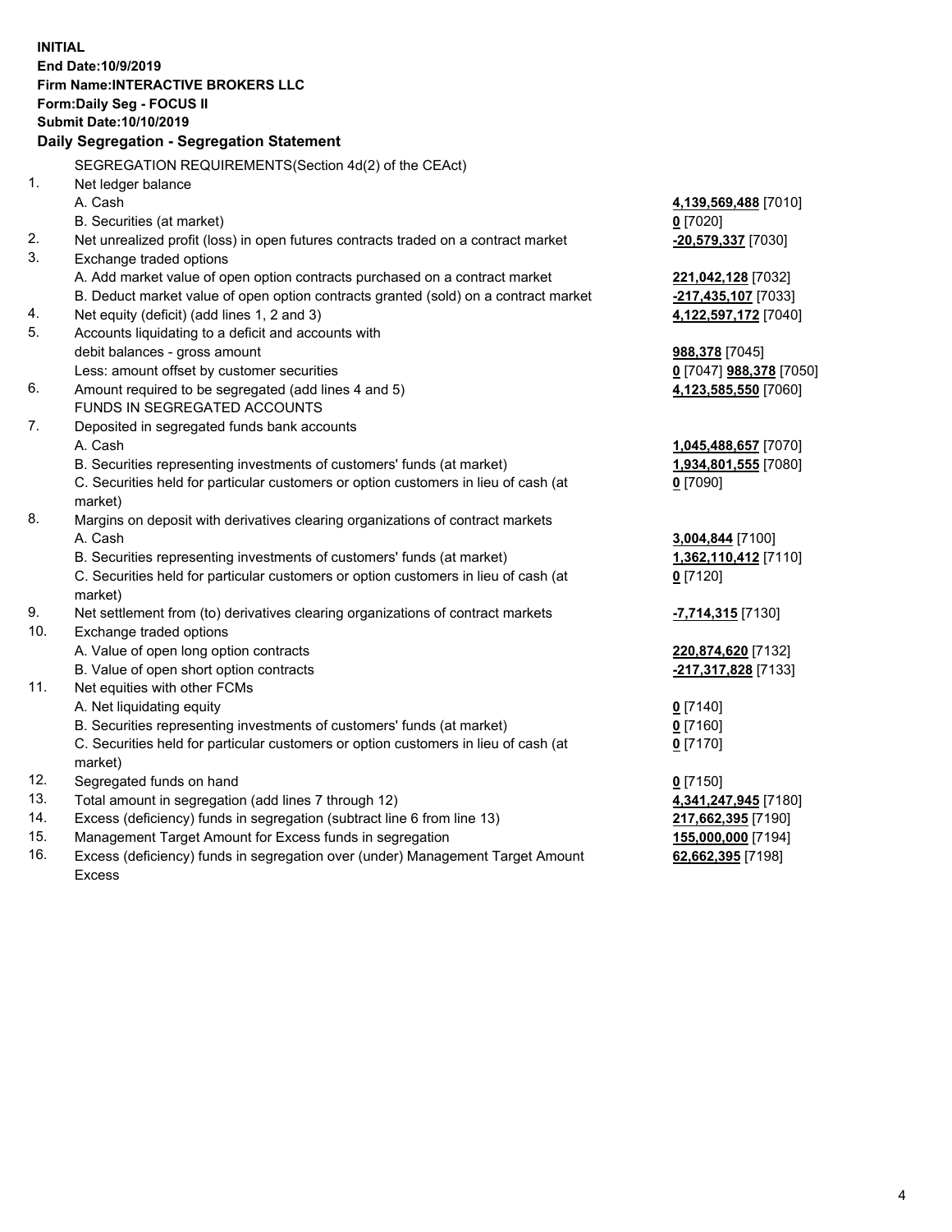**INITIAL**
**End Date:10/9/2019**
**Firm Name:INTERACTIVE BROKERS LLC**
**Form:Daily Seg - FOCUS II**
**Submit Date:10/10/2019**

### Daily Segregation - Segregation Statement

SEGREGATION REQUIREMENTS(Section 4d(2) of the CEAct)

| | | |
|---|---|---|
| 1. | Net ledger balance | |
| | A. Cash | **4,139,569,488** [7010] |
| | B. Securities (at market) | **0** [7020] |
| 2. | Net unrealized profit (loss) in open futures contracts traded on a contract market | **-20,579,337** [7030] |
| 3. | Exchange traded options | |
| | A. Add market value of open option contracts purchased on a contract market | **221,042,128** [7032] |
| | B. Deduct market value of open option contracts granted (sold) on a contract market | **-217,435,107** [7033] |
| 4. | Net equity (deficit) (add lines 1, 2 and 3) | **4,122,597,172** [7040] |
| 5. | Accounts liquidating to a deficit and accounts with debit balances - gross amount | **988,378** [7045] |
| | Less: amount offset by customer securities | **0** [7047] **988,378** [7050] |
| 6. | Amount required to be segregated (add lines 4 and 5) | **4,123,585,550** [7060] |
| | FUNDS IN SEGREGATED ACCOUNTS | |
| 7. | Deposited in segregated funds bank accounts | |
| | A. Cash | **1,045,488,657** [7070] |
| | B. Securities representing investments of customers' funds (at market) | **1,934,801,555** [7080] |
| | C. Securities held for particular customers or option customers in lieu of cash (at market) | **0** [7090] |
| 8. | Margins on deposit with derivatives clearing organizations of contract markets | |
| | A. Cash | **3,004,844** [7100] |
| | B. Securities representing investments of customers' funds (at market) | **1,362,110,412** [7110] |
| | C. Securities held for particular customers or option customers in lieu of cash (at market) | **0** [7120] |
| 9. | Net settlement from (to) derivatives clearing organizations of contract markets | **-7,714,315** [7130] |
| 10. | Exchange traded options | |
| | A. Value of open long option contracts | **220,874,620** [7132] |
| | B. Value of open short option contracts | **-217,317,828** [7133] |
| 11. | Net equities with other FCMs | |
| | A. Net liquidating equity | **0** [7140] |
| | B. Securities representing investments of customers' funds (at market) | **0** [7160] |
| | C. Securities held for particular customers or option customers in lieu of cash (at market) | **0** [7170] |
| 12. | Segregated funds on hand | **0** [7150] |
| 13. | Total amount in segregation (add lines 7 through 12) | **4,341,247,945** [7180] |
| 14. | Excess (deficiency) funds in segregation (subtract line 6 from line 13) | **217,662,395** [7190] |
| 15. | Management Target Amount for Excess funds in segregation | **155,000,000** [7194] |
| 16. | Excess (deficiency) funds in segregation over (under) Management Target Amount Excess | **62,662,395** [7198] |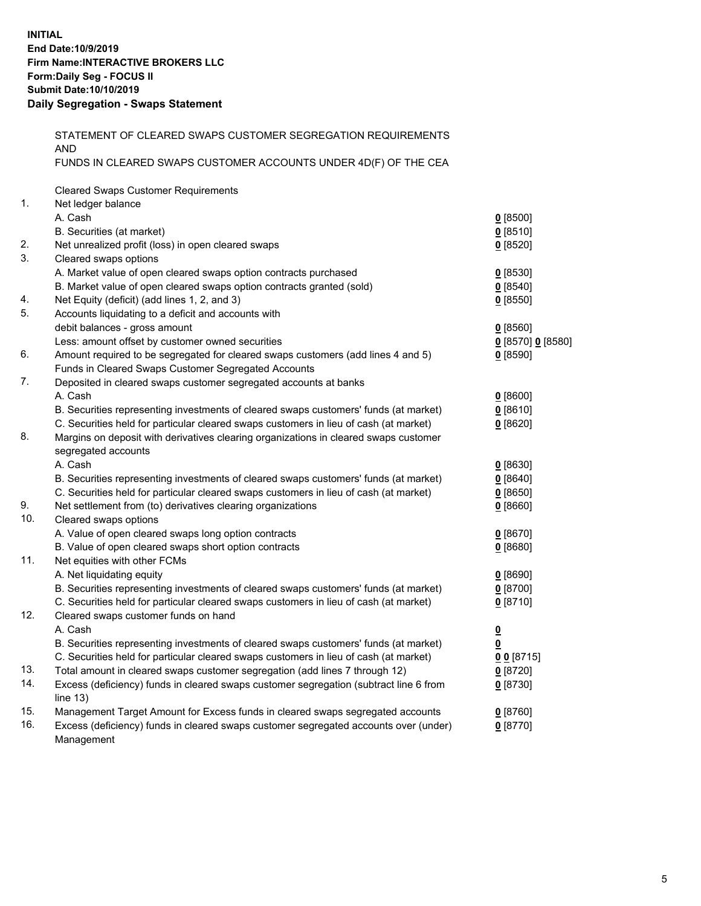**INITIAL**
**End Date:10/9/2019**
**Firm Name:INTERACTIVE BROKERS LLC**
**Form:Daily Seg - FOCUS II**
**Submit Date:10/10/2019**
**Daily Segregation - Swaps Statement**

STATEMENT OF CLEARED SWAPS CUSTOMER SEGREGATION REQUIREMENTS AND FUNDS IN CLEARED SWAPS CUSTOMER ACCOUNTS UNDER 4D(F) OF THE CEA

| | | |
|---|---|---|
| | Cleared Swaps Customer Requirements | |
| 1. | Net ledger balance | |
| | A. Cash | 0 [8500] |
| | B. Securities (at market) | 0 [8510] |
| 2. | Net unrealized profit (loss) in open cleared swaps | 0 [8520] |
| 3. | Cleared swaps options | |
| | A. Market value of open cleared swaps option contracts purchased | 0 [8530] |
| | B. Market value of open cleared swaps option contracts granted (sold) | 0 [8540] |
| 4. | Net Equity (deficit) (add lines 1, 2, and 3) | 0 [8550] |
| 5. | Accounts liquidating to a deficit and accounts with debit balances - gross amount | 0 [8560] |
| | Less: amount offset by customer owned securities | 0 [8570] 0 [8580] |
| 6. | Amount required to be segregated for cleared swaps customers (add lines 4 and 5) | 0 [8590] |
| | Funds in Cleared Swaps Customer Segregated Accounts | |
| 7. | Deposited in cleared swaps customer segregated accounts at banks | |
| | A. Cash | 0 [8600] |
| | B. Securities representing investments of cleared swaps customers' funds (at market) | 0 [8610] |
| | C. Securities held for particular cleared swaps customers in lieu of cash (at market) | 0 [8620] |
| 8. | Margins on deposit with derivatives clearing organizations in cleared swaps customer segregated accounts | |
| | A. Cash | 0 [8630] |
| | B. Securities representing investments of cleared swaps customers' funds (at market) | 0 [8640] |
| | C. Securities held for particular cleared swaps customers in lieu of cash (at market) | 0 [8650] |
| 9. | Net settlement from (to) derivatives clearing organizations | 0 [8660] |
| 10. | Cleared swaps options | |
| | A. Value of open cleared swaps long option contracts | 0 [8670] |
| | B. Value of open cleared swaps short option contracts | 0 [8680] |
| 11. | Net equities with other FCMs | |
| | A. Net liquidating equity | 0 [8690] |
| | B. Securities representing investments of cleared swaps customers' funds (at market) | 0 [8700] |
| | C. Securities held for particular cleared swaps customers in lieu of cash (at market) | 0 [8710] |
| 12. | Cleared swaps customer funds on hand | |
| | A. Cash | 0 |
| | B. Securities representing investments of cleared swaps customers' funds (at market) | 0 |
| | C. Securities held for particular cleared swaps customers in lieu of cash (at market) | 0 0 [8715] |
| 13. | Total amount in cleared swaps customer segregation (add lines 7 through 12) | 0 [8720] |
| 14. | Excess (deficiency) funds in cleared swaps customer segregation (subtract line 6 from line 13) | 0 [8730] |
| 15. | Management Target Amount for Excess funds in cleared swaps segregated accounts | 0 [8760] |
| 16. | Excess (deficiency) funds in cleared swaps customer segregated accounts over (under) Management | 0 [8770] |